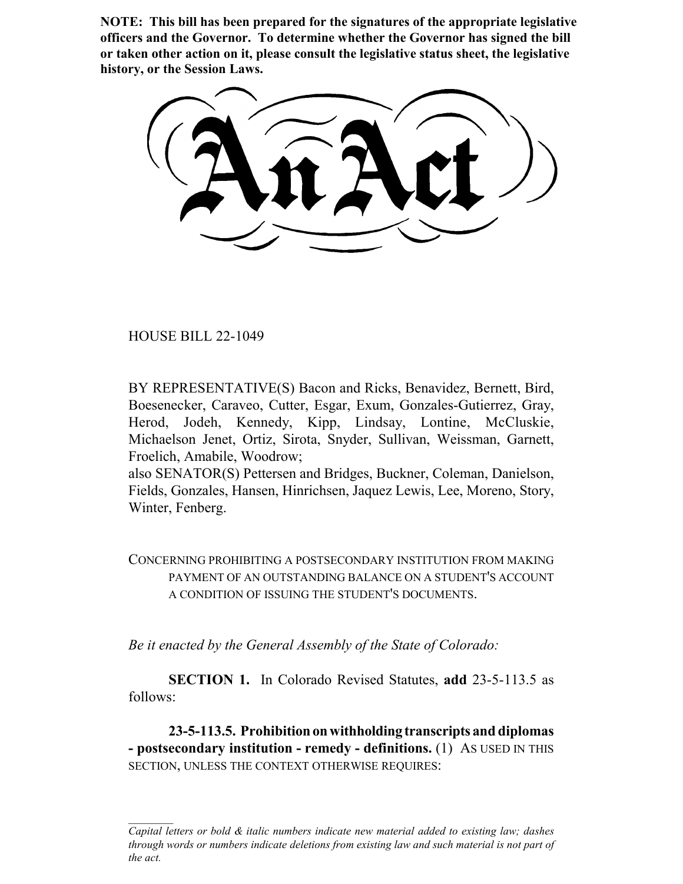**NOTE: This bill has been prepared for the signatures of the appropriate legislative officers and the Governor. To determine whether the Governor has signed the bill or taken other action on it, please consult the legislative status sheet, the legislative history, or the Session Laws.**

# An Act

HOUSE BILL 22-1049

BY REPRESENTATIVE(S) Bacon and Ricks, Benavidez, Bernett, Bird, Boesenecker, Caraveo, Cutter, Esgar, Exum, Gonzales-Gutierrez, Gray, Herod, Jodeh, Kennedy, Kipp, Lindsay, Lontine, McCluskie, Michaelson Jenet, Ortiz, Sirota, Snyder, Sullivan, Weissman, Garnett, Froelich, Amabile, Woodrow;
also SENATOR(S) Pettersen and Bridges, Buckner, Coleman, Danielson, Fields, Gonzales, Hansen, Hinrichsen, Jaquez Lewis, Lee, Moreno, Story, Winter, Fenberg.

CONCERNING PROHIBITING A POSTSECONDARY INSTITUTION FROM MAKING PAYMENT OF AN OUTSTANDING BALANCE ON A STUDENT'S ACCOUNT A CONDITION OF ISSUING THE STUDENT'S DOCUMENTS.

*Be it enacted by the General Assembly of the State of Colorado:*

**SECTION 1.** In Colorado Revised Statutes, **add** 23-5-113.5 as follows:

**23-5-113.5. Prohibition on withholding transcripts and diplomas - postsecondary institution - remedy - definitions.** (1) AS USED IN THIS SECTION, UNLESS THE CONTEXT OTHERWISE REQUIRES:

*Capital letters or bold & italic numbers indicate new material added to existing law; dashes through words or numbers indicate deletions from existing law and such material is not part of the act.*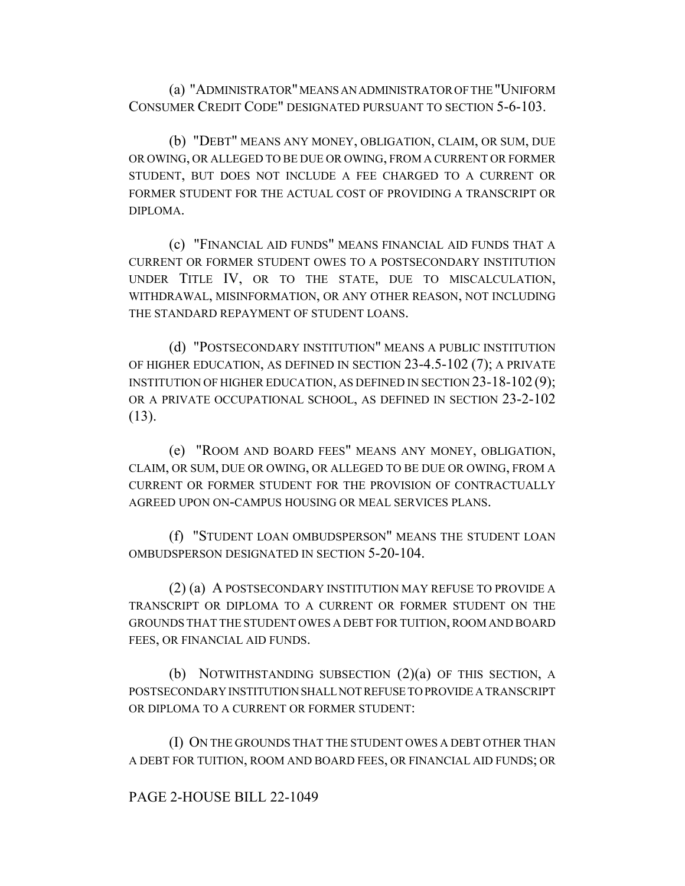(a) "ADMINISTRATOR" MEANS AN ADMINISTRATOR OF THE "UNIFORM CONSUMER CREDIT CODE" DESIGNATED PURSUANT TO SECTION 5-6-103.

(b) "DEBT" MEANS ANY MONEY, OBLIGATION, CLAIM, OR SUM, DUE OR OWING, OR ALLEGED TO BE DUE OR OWING, FROM A CURRENT OR FORMER STUDENT, BUT DOES NOT INCLUDE A FEE CHARGED TO A CURRENT OR FORMER STUDENT FOR THE ACTUAL COST OF PROVIDING A TRANSCRIPT OR DIPLOMA.

(c) "FINANCIAL AID FUNDS" MEANS FINANCIAL AID FUNDS THAT A CURRENT OR FORMER STUDENT OWES TO A POSTSECONDARY INSTITUTION UNDER TITLE IV, OR TO THE STATE, DUE TO MISCALCULATION, WITHDRAWAL, MISINFORMATION, OR ANY OTHER REASON, NOT INCLUDING THE STANDARD REPAYMENT OF STUDENT LOANS.

(d) "POSTSECONDARY INSTITUTION" MEANS A PUBLIC INSTITUTION OF HIGHER EDUCATION, AS DEFINED IN SECTION 23-4.5-102 (7); A PRIVATE INSTITUTION OF HIGHER EDUCATION, AS DEFINED IN SECTION 23-18-102 (9); OR A PRIVATE OCCUPATIONAL SCHOOL, AS DEFINED IN SECTION 23-2-102 (13).

(e) "ROOM AND BOARD FEES" MEANS ANY MONEY, OBLIGATION, CLAIM, OR SUM, DUE OR OWING, OR ALLEGED TO BE DUE OR OWING, FROM A CURRENT OR FORMER STUDENT FOR THE PROVISION OF CONTRACTUALLY AGREED UPON ON-CAMPUS HOUSING OR MEAL SERVICES PLANS.

(f) "STUDENT LOAN OMBUDSPERSON" MEANS THE STUDENT LOAN OMBUDSPERSON DESIGNATED IN SECTION 5-20-104.

(2) (a) A POSTSECONDARY INSTITUTION MAY REFUSE TO PROVIDE A TRANSCRIPT OR DIPLOMA TO A CURRENT OR FORMER STUDENT ON THE GROUNDS THAT THE STUDENT OWES A DEBT FOR TUITION, ROOM AND BOARD FEES, OR FINANCIAL AID FUNDS.

(b) NOTWITHSTANDING SUBSECTION (2)(a) OF THIS SECTION, A POSTSECONDARY INSTITUTION SHALL NOT REFUSE TO PROVIDE A TRANSCRIPT OR DIPLOMA TO A CURRENT OR FORMER STUDENT:

(I) ON THE GROUNDS THAT THE STUDENT OWES A DEBT OTHER THAN A DEBT FOR TUITION, ROOM AND BOARD FEES, OR FINANCIAL AID FUNDS; OR

PAGE 2-HOUSE BILL 22-1049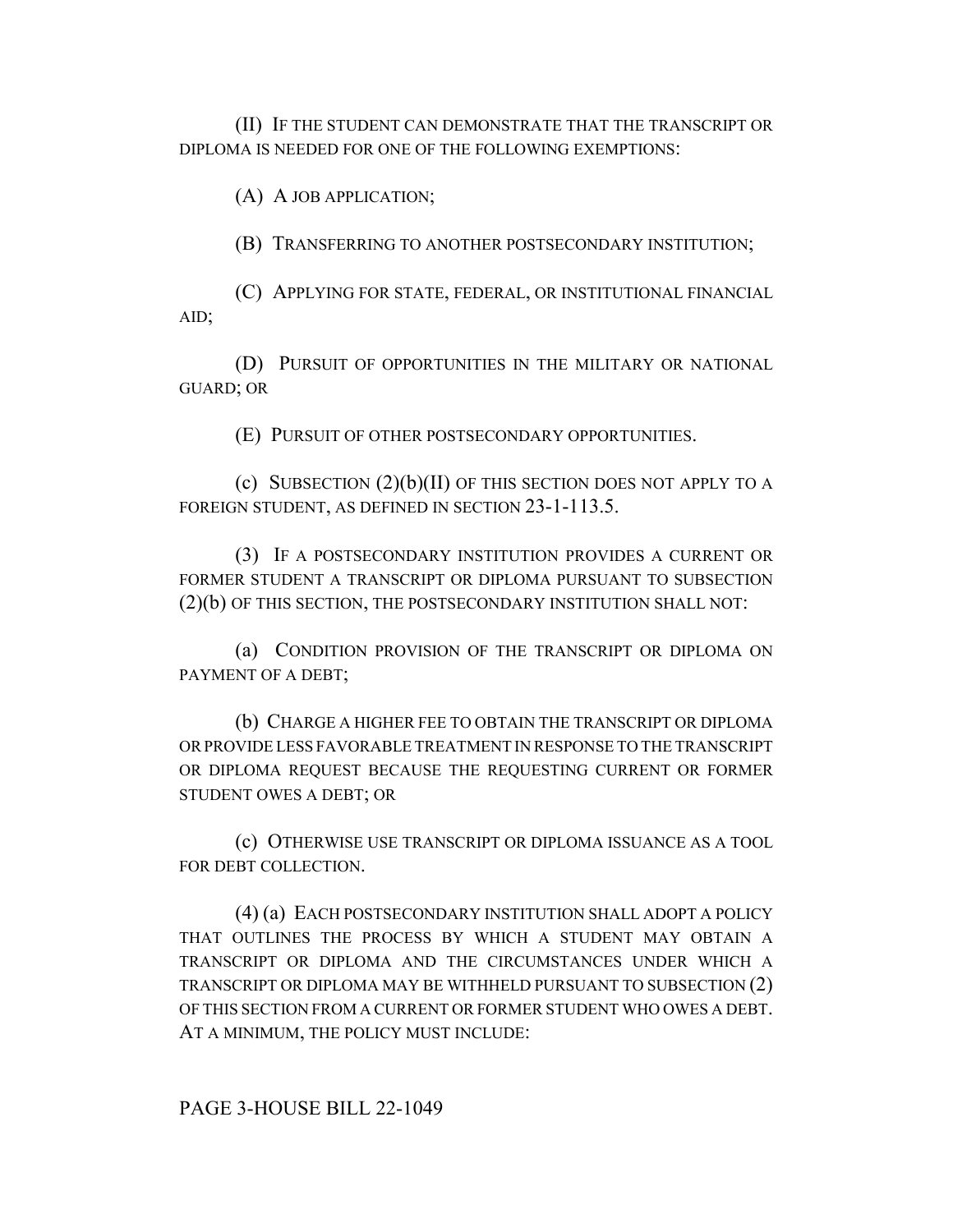(II) IF THE STUDENT CAN DEMONSTRATE THAT THE TRANSCRIPT OR DIPLOMA IS NEEDED FOR ONE OF THE FOLLOWING EXEMPTIONS:

(A) A JOB APPLICATION;

(B) TRANSFERRING TO ANOTHER POSTSECONDARY INSTITUTION;

(C) APPLYING FOR STATE, FEDERAL, OR INSTITUTIONAL FINANCIAL AID;

(D) PURSUIT OF OPPORTUNITIES IN THE MILITARY OR NATIONAL GUARD; OR

(E) PURSUIT OF OTHER POSTSECONDARY OPPORTUNITIES.

(c) SUBSECTION (2)(b)(II) OF THIS SECTION DOES NOT APPLY TO A FOREIGN STUDENT, AS DEFINED IN SECTION 23-1-113.5.

(3) IF A POSTSECONDARY INSTITUTION PROVIDES A CURRENT OR FORMER STUDENT A TRANSCRIPT OR DIPLOMA PURSUANT TO SUBSECTION (2)(b) OF THIS SECTION, THE POSTSECONDARY INSTITUTION SHALL NOT:

(a) CONDITION PROVISION OF THE TRANSCRIPT OR DIPLOMA ON PAYMENT OF A DEBT;

(b) CHARGE A HIGHER FEE TO OBTAIN THE TRANSCRIPT OR DIPLOMA OR PROVIDE LESS FAVORABLE TREATMENT IN RESPONSE TO THE TRANSCRIPT OR DIPLOMA REQUEST BECAUSE THE REQUESTING CURRENT OR FORMER STUDENT OWES A DEBT; OR

(c) OTHERWISE USE TRANSCRIPT OR DIPLOMA ISSUANCE AS A TOOL FOR DEBT COLLECTION.

(4) (a) EACH POSTSECONDARY INSTITUTION SHALL ADOPT A POLICY THAT OUTLINES THE PROCESS BY WHICH A STUDENT MAY OBTAIN A TRANSCRIPT OR DIPLOMA AND THE CIRCUMSTANCES UNDER WHICH A TRANSCRIPT OR DIPLOMA MAY BE WITHHELD PURSUANT TO SUBSECTION (2) OF THIS SECTION FROM A CURRENT OR FORMER STUDENT WHO OWES A DEBT. AT A MINIMUM, THE POLICY MUST INCLUDE: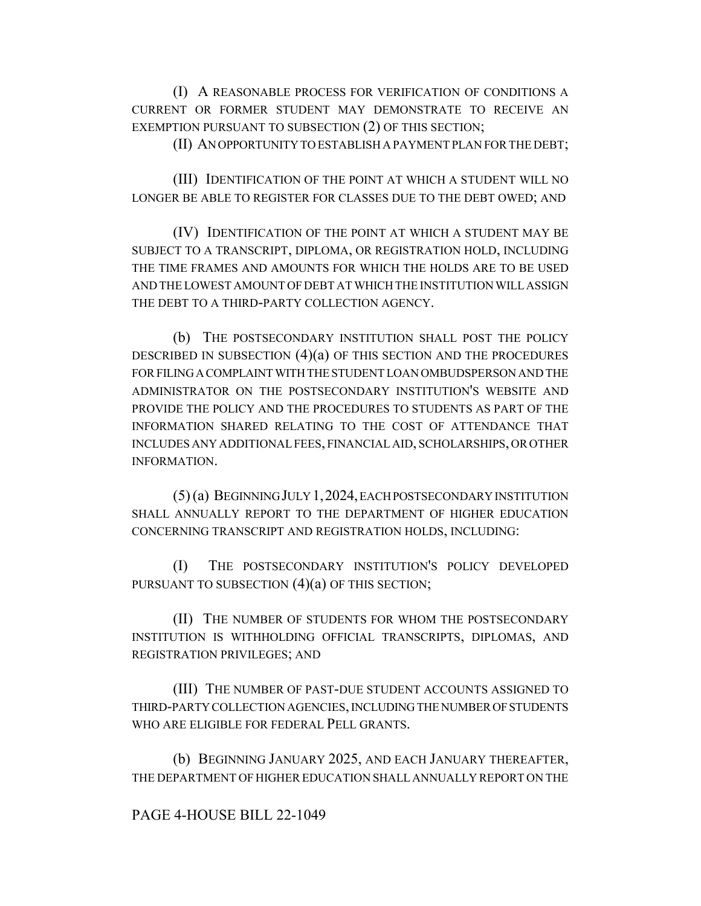(I) A REASONABLE PROCESS FOR VERIFICATION OF CONDITIONS A CURRENT OR FORMER STUDENT MAY DEMONSTRATE TO RECEIVE AN EXEMPTION PURSUANT TO SUBSECTION (2) OF THIS SECTION;

(II) AN OPPORTUNITY TO ESTABLISH A PAYMENT PLAN FOR THE DEBT;

(III) IDENTIFICATION OF THE POINT AT WHICH A STUDENT WILL NO LONGER BE ABLE TO REGISTER FOR CLASSES DUE TO THE DEBT OWED; AND

(IV) IDENTIFICATION OF THE POINT AT WHICH A STUDENT MAY BE SUBJECT TO A TRANSCRIPT, DIPLOMA, OR REGISTRATION HOLD, INCLUDING THE TIME FRAMES AND AMOUNTS FOR WHICH THE HOLDS ARE TO BE USED AND THE LOWEST AMOUNT OF DEBT AT WHICH THE INSTITUTION WILL ASSIGN THE DEBT TO A THIRD-PARTY COLLECTION AGENCY.

(b) THE POSTSECONDARY INSTITUTION SHALL POST THE POLICY DESCRIBED IN SUBSECTION (4)(a) OF THIS SECTION AND THE PROCEDURES FOR FILING A COMPLAINT WITH THE STUDENT LOAN OMBUDSPERSON AND THE ADMINISTRATOR ON THE POSTSECONDARY INSTITUTION'S WEBSITE AND PROVIDE THE POLICY AND THE PROCEDURES TO STUDENTS AS PART OF THE INFORMATION SHARED RELATING TO THE COST OF ATTENDANCE THAT INCLUDES ANY ADDITIONAL FEES, FINANCIAL AID, SCHOLARSHIPS, OR OTHER INFORMATION.

(5) (a) BEGINNING JULY 1, 2024, EACH POSTSECONDARY INSTITUTION SHALL ANNUALLY REPORT TO THE DEPARTMENT OF HIGHER EDUCATION CONCERNING TRANSCRIPT AND REGISTRATION HOLDS, INCLUDING:

(I) THE POSTSECONDARY INSTITUTION'S POLICY DEVELOPED PURSUANT TO SUBSECTION (4)(a) OF THIS SECTION;

(II) THE NUMBER OF STUDENTS FOR WHOM THE POSTSECONDARY INSTITUTION IS WITHHOLDING OFFICIAL TRANSCRIPTS, DIPLOMAS, AND REGISTRATION PRIVILEGES; AND

(III) THE NUMBER OF PAST-DUE STUDENT ACCOUNTS ASSIGNED TO THIRD-PARTY COLLECTION AGENCIES, INCLUDING THE NUMBER OF STUDENTS WHO ARE ELIGIBLE FOR FEDERAL PELL GRANTS.

(b) BEGINNING JANUARY 2025, AND EACH JANUARY THEREAFTER, THE DEPARTMENT OF HIGHER EDUCATION SHALL ANNUALLY REPORT ON THE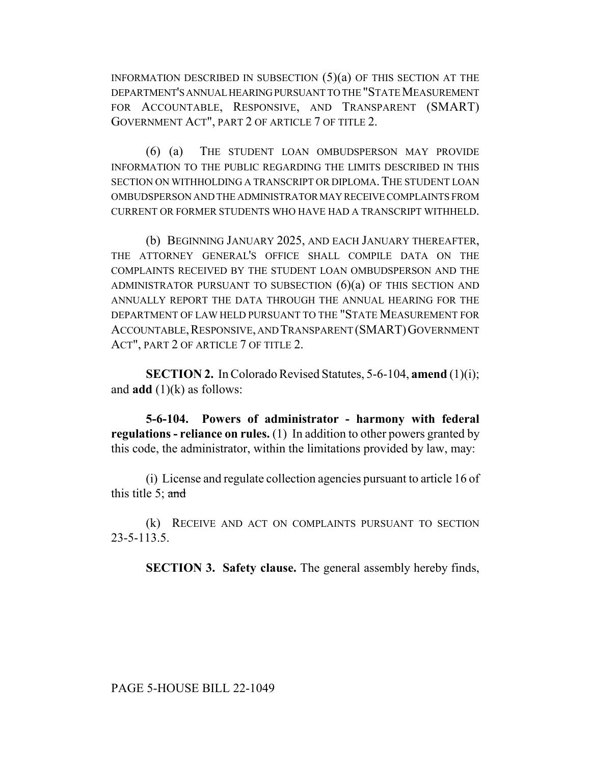INFORMATION DESCRIBED IN SUBSECTION (5)(a) OF THIS SECTION AT THE DEPARTMENT'S ANNUAL HEARING PURSUANT TO THE "STATE MEASUREMENT FOR ACCOUNTABLE, RESPONSIVE, AND TRANSPARENT (SMART) GOVERNMENT ACT", PART 2 OF ARTICLE 7 OF TITLE 2.

(6) (a) THE STUDENT LOAN OMBUDSPERSON MAY PROVIDE INFORMATION TO THE PUBLIC REGARDING THE LIMITS DESCRIBED IN THIS SECTION ON WITHHOLDING A TRANSCRIPT OR DIPLOMA. THE STUDENT LOAN OMBUDSPERSON AND THE ADMINISTRATOR MAY RECEIVE COMPLAINTS FROM CURRENT OR FORMER STUDENTS WHO HAVE HAD A TRANSCRIPT WITHHELD.

(b) BEGINNING JANUARY 2025, AND EACH JANUARY THEREAFTER, THE ATTORNEY GENERAL'S OFFICE SHALL COMPILE DATA ON THE COMPLAINTS RECEIVED BY THE STUDENT LOAN OMBUDSPERSON AND THE ADMINISTRATOR PURSUANT TO SUBSECTION (6)(a) OF THIS SECTION AND ANNUALLY REPORT THE DATA THROUGH THE ANNUAL HEARING FOR THE DEPARTMENT OF LAW HELD PURSUANT TO THE "STATE MEASUREMENT FOR ACCOUNTABLE, RESPONSIVE, AND TRANSPARENT (SMART) GOVERNMENT ACT", PART 2 OF ARTICLE 7 OF TITLE 2.

**SECTION 2.** In Colorado Revised Statutes, 5-6-104, **amend** (1)(i); and **add** (1)(k) as follows:

**5-6-104. Powers of administrator - harmony with federal regulations - reliance on rules.** (1) In addition to other powers granted by this code, the administrator, within the limitations provided by law, may:

(i) License and regulate collection agencies pursuant to article 16 of this title 5; ~~and~~

(k) RECEIVE AND ACT ON COMPLAINTS PURSUANT TO SECTION 23-5-113.5.

**SECTION 3. Safety clause.** The general assembly hereby finds,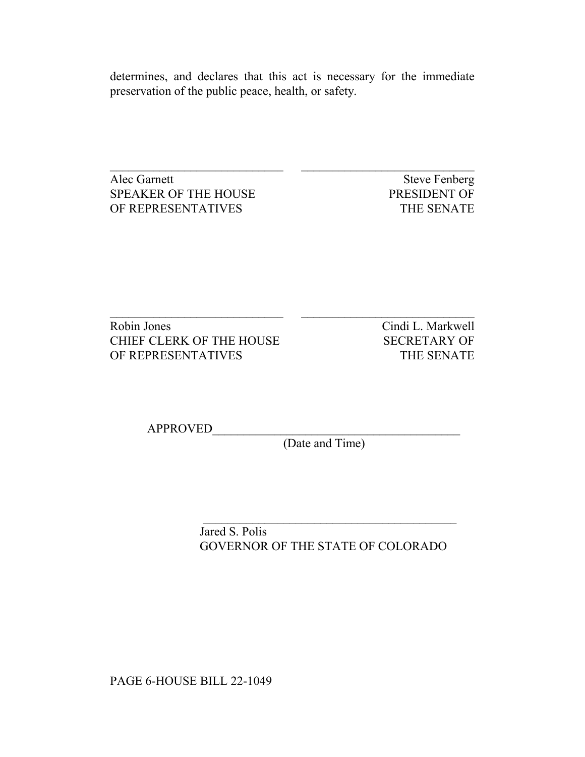determines, and declares that this act is necessary for the immediate preservation of the public peace, health, or safety.

| | |
|---|---|
| ____________________________ | ____________________________ |
| Alec Garnett | Steve Fenberg |
| SPEAKER OF THE HOUSE | PRESIDENT OF |
| OF REPRESENTATIVES | THE SENATE |

| | |
|---|---|
| ____________________________ | ____________________________ |
| Robin Jones | Cindi L. Markwell |
| CHIEF CLERK OF THE HOUSE | SECRETARY OF |
| OF REPRESENTATIVES | THE SENATE |

APPROVED________________________________________
(Date and Time)

_________________________________________
Jared S. Polis
GOVERNOR OF THE STATE OF COLORADO

PAGE 6-HOUSE BILL 22-1049